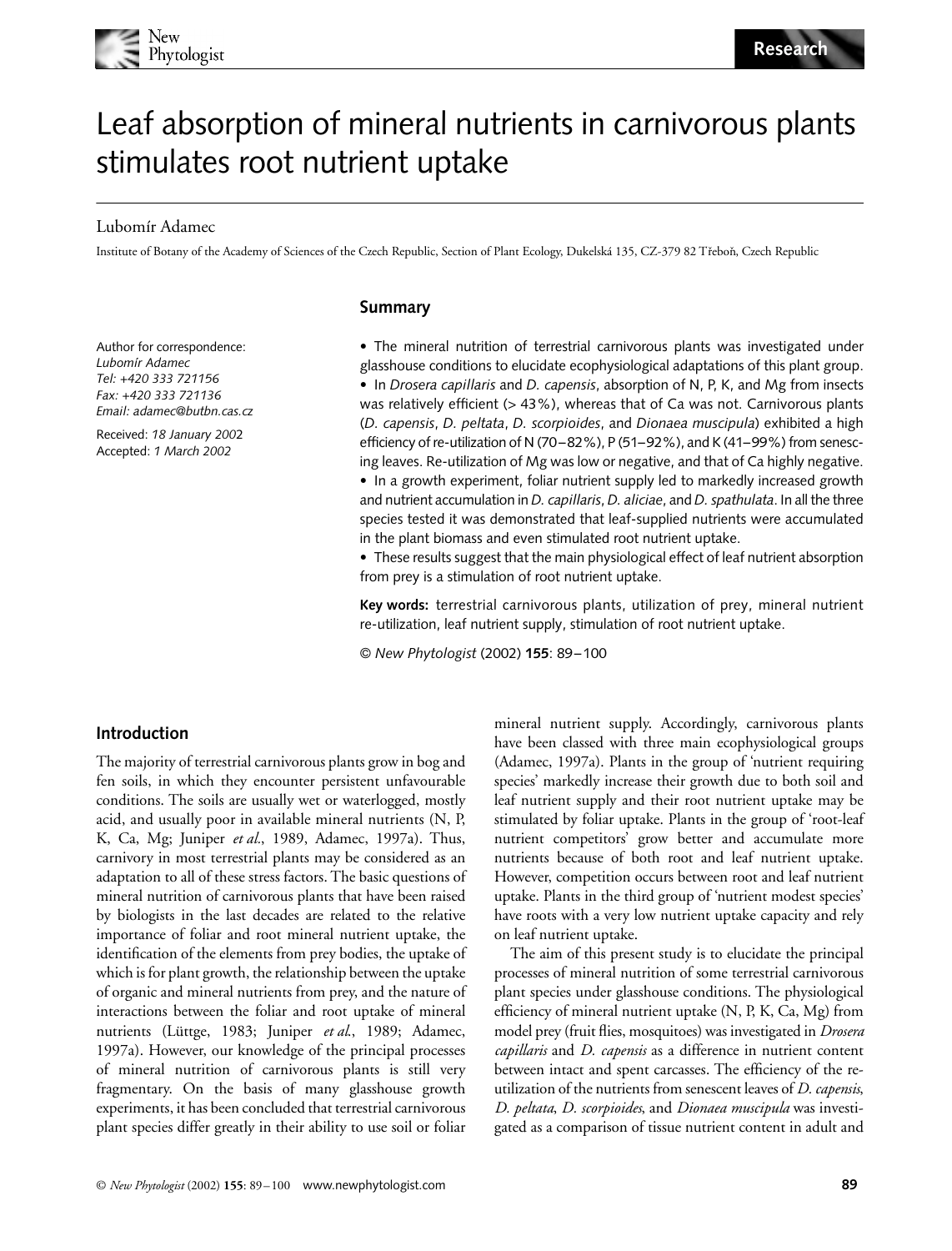# Leaf absorption of mineral nutrients in carnivorous plants stimulates root nutrient uptake

Lubomír Adamec

Institute of Botany of the Academy of Sciences of the Czech Republic, Section of Plant Ecology, Dukelská 135, CZ-379 82 Třeboň, Czech Republic

Author for correspondence:
*Lubomír Adamec*
*Tel: +420 333 721156*
*Fax: +420 333 721136*
*Email: adamec@butbn.cas.cz*

Received: *18 January 2002*
Accepted: *1 March 2002*

## Summary

- The mineral nutrition of terrestrial carnivorous plants was investigated under glasshouse conditions to elucidate ecophysiological adaptations of this plant group.
- In *Drosera capillaris* and *D. capensis*, absorption of N, P, K, and Mg from insects was relatively efficient (> 43%), whereas that of Ca was not. Carnivorous plants (*D. capensis*, *D. peltata*, *D. scorpioides*, and *Dionaea muscipula*) exhibited a high efficiency of re-utilization of N (70–82%), P (51–92%), and K (41–99%) from senescing leaves. Re-utilization of Mg was low or negative, and that of Ca highly negative.
- In a growth experiment, foliar nutrient supply led to markedly increased growth and nutrient accumulation in *D. capillaris*, *D. aliciae*, and *D. spathulata*. In all the three species tested it was demonstrated that leaf-supplied nutrients were accumulated in the plant biomass and even stimulated root nutrient uptake.
- These results suggest that the main physiological effect of leaf nutrient absorption from prey is a stimulation of root nutrient uptake.

**Key words:** terrestrial carnivorous plants, utilization of prey, mineral nutrient re-utilization, leaf nutrient supply, stimulation of root nutrient uptake.

© *New Phytologist* (2002) **155**: 89–100

## Introduction

The majority of terrestrial carnivorous plants grow in bog and fen soils, in which they encounter persistent unfavourable conditions. The soils are usually wet or waterlogged, mostly acid, and usually poor in available mineral nutrients (N, P, K, Ca, Mg; Juniper *et al.*, 1989, Adamec, 1997a). Thus, carnivory in most terrestrial plants may be considered as an adaptation to all of these stress factors. The basic questions of mineral nutrition of carnivorous plants that have been raised by biologists in the last decades are related to the relative importance of foliar and root mineral nutrient uptake, the identification of the elements from prey bodies, the uptake of which is for plant growth, the relationship between the uptake of organic and mineral nutrients from prey, and the nature of interactions between the foliar and root uptake of mineral nutrients (Lüttge, 1983; Juniper *et al.*, 1989; Adamec, 1997a). However, our knowledge of the principal processes of mineral nutrition of carnivorous plants is still very fragmentary. On the basis of many glasshouse growth experiments, it has been concluded that terrestrial carnivorous plant species differ greatly in their ability to use soil or foliar mineral nutrient supply. Accordingly, carnivorous plants have been classed with three main ecophysiological groups (Adamec, 1997a). Plants in the group of 'nutrient requiring species' markedly increase their growth due to both soil and leaf nutrient supply and their root nutrient uptake may be stimulated by foliar uptake. Plants in the group of 'root-leaf nutrient competitors' grow better and accumulate more nutrients because of both root and leaf nutrient uptake. However, competition occurs between root and leaf nutrient uptake. Plants in the third group of 'nutrient modest species' have roots with a very low nutrient uptake capacity and rely on leaf nutrient uptake.

The aim of this present study is to elucidate the principal processes of mineral nutrition of some terrestrial carnivorous plant species under glasshouse conditions. The physiological efficiency of mineral nutrient uptake (N, P, K, Ca, Mg) from model prey (fruit flies, mosquitoes) was investigated in *Drosera capillaris* and *D. capensis* as a difference in nutrient content between intact and spent carcasses. The efficiency of the re-utilization of the nutrients from senescent leaves of *D. capensis*, *D. peltata*, *D. scorpioides*, and *Dionaea muscipula* was investigated as a comparison of tissue nutrient content in adult and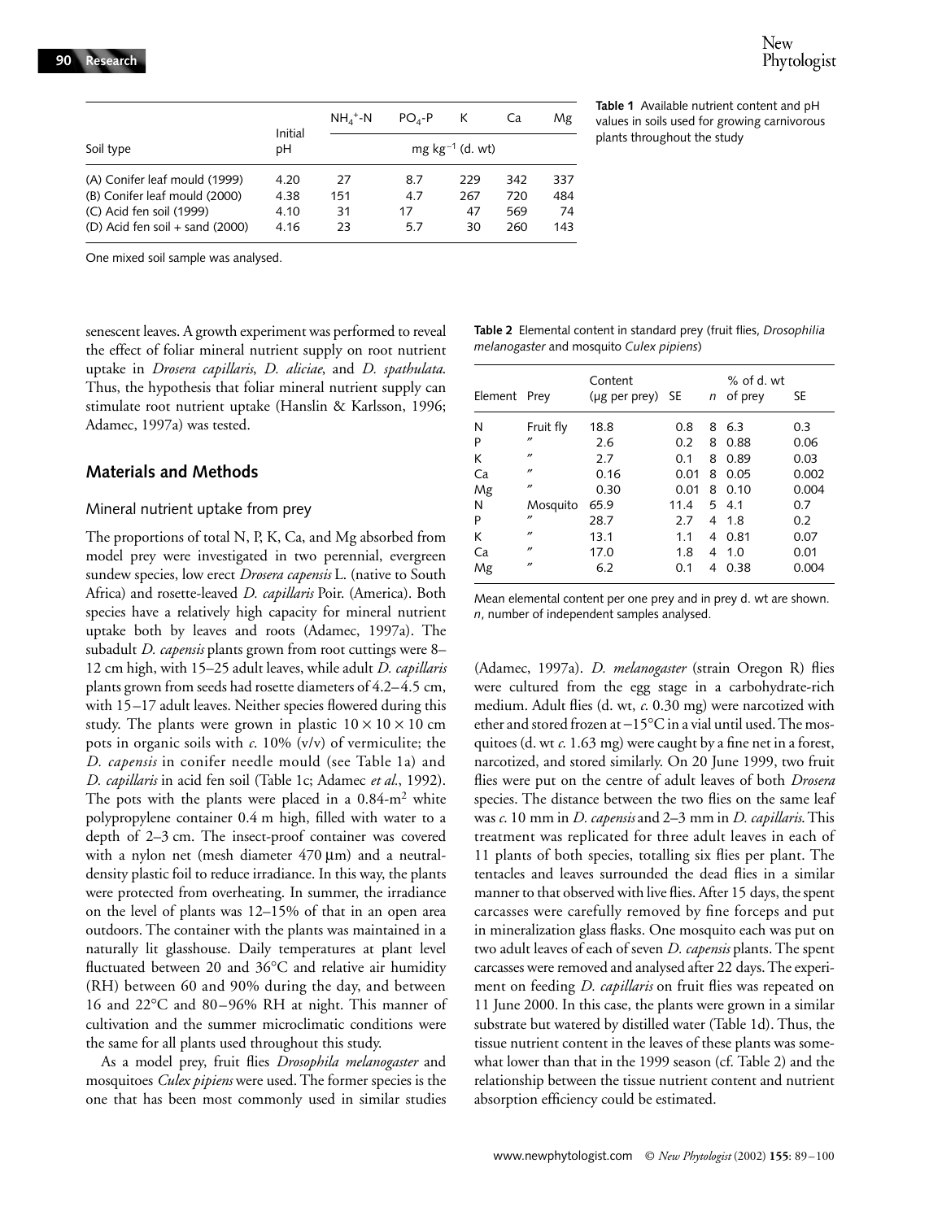| Soil type | Initial pH | $NH_4^+$-N | $PO_4$-P | K | Ca | Mg |
|---|---|---|---|---|---|---|
| | | mg $kg^{-1}$ (d. wt) | | | | |
| (A) Conifer leaf mould (1999) | 4.20 | 27 | 8.7 | 229 | 342 | 337 |
| (B) Conifer leaf mould (2000) | 4.38 | 151 | 4.7 | 267 | 720 | 484 |
| (C) Acid fen soil (1999) | 4.10 | 31 | 17 | 47 | 569 | 74 |
| (D) Acid fen soil + sand (2000) | 4.16 | 23 | 5.7 | 30 | 260 | 143 |

**Table 1** Available nutrient content and pH values in soils used for growing carnivorous plants throughout the study

One mixed soil sample was analysed.

senescent leaves. A growth experiment was performed to reveal the effect of foliar mineral nutrient supply on root nutrient uptake in *Drosera capillaris*, *D. aliciae*, and *D. spathulata*. Thus, the hypothesis that foliar mineral nutrient supply can stimulate root nutrient uptake (Hanslin & Karlsson, 1996; Adamec, 1997a) was tested.

## Materials and Methods

### Mineral nutrient uptake from prey

The proportions of total N, P, K, Ca, and Mg absorbed from model prey were investigated in two perennial, evergreen sundew species, low erect *Drosera capensis* L. (native to South Africa) and rosette-leaved *D. capillaris* Poir. (America). Both species have a relatively high capacity for mineral nutrient uptake both by leaves and roots (Adamec, 1997a). The subadult *D. capensis* plants grown from root cuttings were 8–12 cm high, with 15–25 adult leaves, while adult *D. capillaris* plants grown from seeds had rosette diameters of 4.2–4.5 cm, with 15–17 adult leaves. Neither species flowered during this study. The plants were grown in plastic 10 × 10 × 10 cm pots in organic soils with *c.* 10% (v/v) of vermiculite; the *D. capensis* in conifer needle mould (see Table 1a) and *D. capillaris* in acid fen soil (Table 1c; Adamec *et al.*, 1992). The pots with the plants were placed in a 0.84-$m^2$ white polypropylene container 0.4 m high, filled with water to a depth of 2–3 cm. The insect-proof container was covered with a nylon net (mesh diameter 470 µm) and a neutral-density plastic foil to reduce irradiance. In this way, the plants were protected from overheating. In summer, the irradiance on the level of plants was 12–15% of that in an open area outdoors. The container with the plants was maintained in a naturally lit glasshouse. Daily temperatures at plant level fluctuated between 20 and 36°C and relative air humidity (RH) between 60 and 90% during the day, and between 16 and 22°C and 80–96% RH at night. This manner of cultivation and the summer microclimatic conditions were the same for all plants used throughout this study.

As a model prey, fruit flies *Drosophila melanogaster* and mosquitoes *Culex pipiens* were used. The former species is the one that has been most commonly used in similar studies

**Table 2** Elemental content in standard prey (fruit flies, *Drosophilia melanogaster* and mosquito *Culex pipiens*)

| Element | Prey | Content (µg per prey) | SE | *n* | % of d. wt of prey | SE |
|---|---|---|---|---|---|---|
| N | Fruit fly | 18.8 | 0.8 | 8 | 6.3 | 0.3 |
| P | " | 2.6 | 0.2 | 8 | 0.88 | 0.06 |
| K | " | 2.7 | 0.1 | 8 | 0.89 | 0.03 |
| Ca | " | 0.16 | 0.01 | 8 | 0.05 | 0.002 |
| Mg | " | 0.30 | 0.01 | 8 | 0.10 | 0.004 |
| N | Mosquito | 65.9 | 11.4 | 5 | 4.1 | 0.7 |
| P | " | 28.7 | 2.7 | 4 | 1.8 | 0.2 |
| K | " | 13.1 | 1.1 | 4 | 0.81 | 0.07 |
| Ca | " | 17.0 | 1.8 | 4 | 1.0 | 0.01 |
| Mg | " | 6.2 | 0.1 | 4 | 0.38 | 0.004 |

Mean elemental content per one prey and in prey d. wt are shown. *n*, number of independent samples analysed.

(Adamec, 1997a). *D. melanogaster* (strain Oregon R) flies were cultured from the egg stage in a carbohydrate-rich medium. Adult flies (d. wt, *c.* 0.30 mg) were narcotized with ether and stored frozen at −15°C in a vial until used. The mosquitoes (d. wt *c.* 1.63 mg) were caught by a fine net in a forest, narcotized, and stored similarly. On 20 June 1999, two fruit flies were put on the centre of adult leaves of both *Drosera* species. The distance between the two flies on the same leaf was *c.* 10 mm in *D. capensis* and 2–3 mm in *D. capillaris*. This treatment was replicated for three adult leaves in each of 11 plants of both species, totalling six flies per plant. The tentacles and leaves surrounded the dead flies in a similar manner to that observed with live flies. After 15 days, the spent carcasses were carefully removed by fine forceps and put in mineralization glass flasks. One mosquito each was put on two adult leaves of each of seven *D. capensis* plants. The spent carcasses were removed and analysed after 22 days. The experiment on feeding *D. capillaris* on fruit flies was repeated on 11 June 2000. In this case, the plants were grown in a similar substrate but watered by distilled water (Table 1d). Thus, the tissue nutrient content in the leaves of these plants was somewhat lower than that in the 1999 season (cf. Table 2) and the relationship between the tissue nutrient content and nutrient absorption efficiency could be estimated.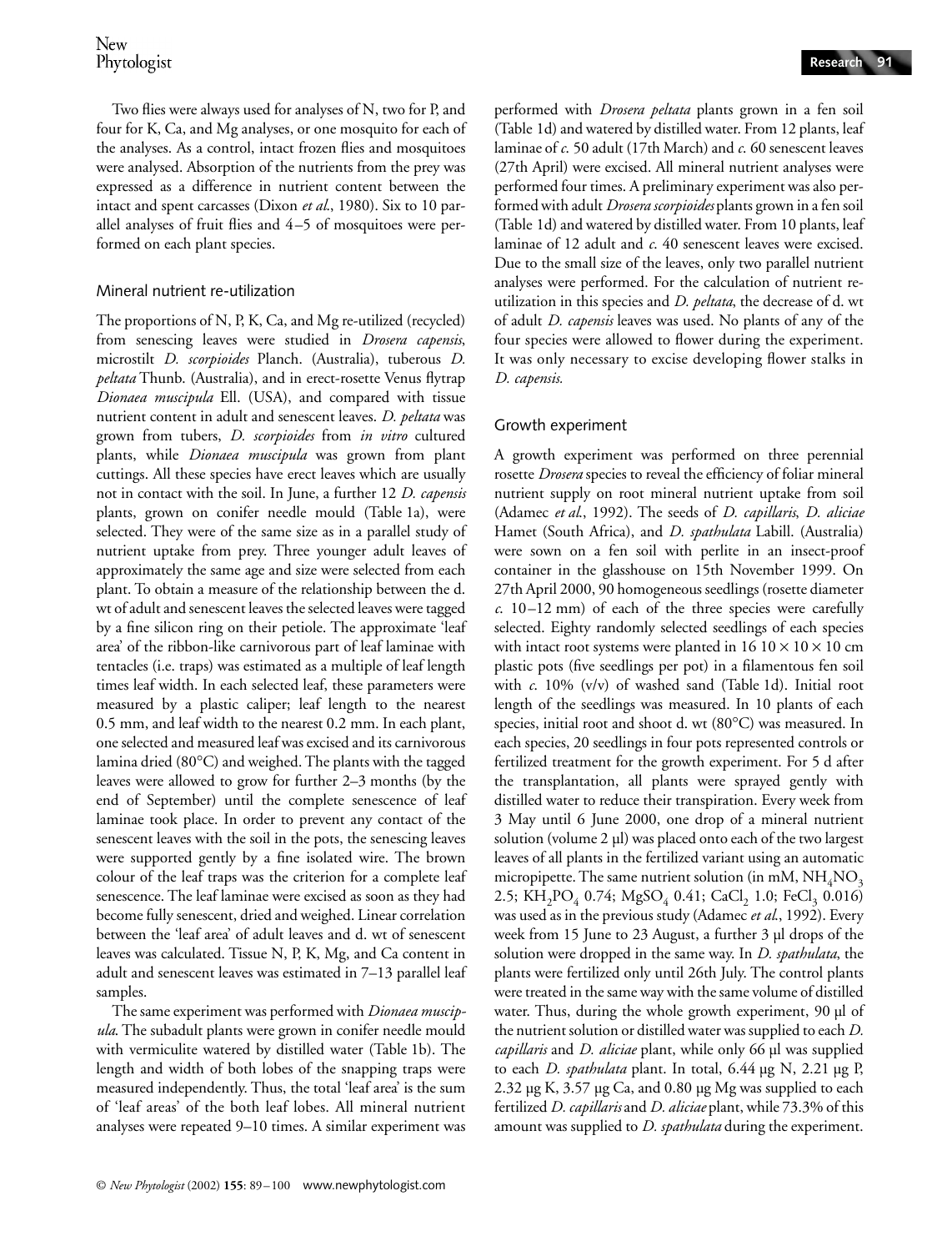Two flies were always used for analyses of N, two for P, and four for K, Ca, and Mg analyses, or one mosquito for each of the analyses. As a control, intact frozen flies and mosquitoes were analysed. Absorption of the nutrients from the prey was expressed as a difference in nutrient content between the intact and spent carcasses (Dixon *et al.*, 1980). Six to 10 parallel analyses of fruit flies and 4–5 of mosquitoes were performed on each plant species.

## Mineral nutrient re-utilization

The proportions of N, P, K, Ca, and Mg re-utilized (recycled) from senescing leaves were studied in *Drosera capensis*, microstilt *D. scorpioides* Planch. (Australia), tuberous *D. peltata* Thunb. (Australia), and in erect-rosette Venus flytrap *Dionaea muscipula* Ell. (USA), and compared with tissue nutrient content in adult and senescent leaves. *D. peltata* was grown from tubers, *D. scorpioides* from *in vitro* cultured plants, while *Dionaea muscipula* was grown from plant cuttings. All these species have erect leaves which are usually not in contact with the soil. In June, a further 12 *D. capensis* plants, grown on conifer needle mould (Table 1a), were selected. They were of the same size as in a parallel study of nutrient uptake from prey. Three younger adult leaves of approximately the same age and size were selected from each plant. To obtain a measure of the relationship between the d. wt of adult and senescent leaves the selected leaves were tagged by a fine silicon ring on their petiole. The approximate 'leaf area' of the ribbon-like carnivorous part of leaf laminae with tentacles (i.e. traps) was estimated as a multiple of leaf length times leaf width. In each selected leaf, these parameters were measured by a plastic caliper; leaf length to the nearest 0.5 mm, and leaf width to the nearest 0.2 mm. In each plant, one selected and measured leaf was excised and its carnivorous lamina dried (80°C) and weighed. The plants with the tagged leaves were allowed to grow for further 2–3 months (by the end of September) until the complete senescence of leaf laminae took place. In order to prevent any contact of the senescent leaves with the soil in the pots, the senescing leaves were supported gently by a fine isolated wire. The brown colour of the leaf traps was the criterion for a complete leaf senescence. The leaf laminae were excised as soon as they had become fully senescent, dried and weighed. Linear correlation between the 'leaf area' of adult leaves and d. wt of senescent leaves was calculated. Tissue N, P, K, Mg, and Ca content in adult and senescent leaves was estimated in 7–13 parallel leaf samples.

The same experiment was performed with *Dionaea muscipula*. The subadult plants were grown in conifer needle mould with vermiculite watered by distilled water (Table 1b). The length and width of both lobes of the snapping traps were measured independently. Thus, the total 'leaf area' is the sum of 'leaf areas' of the both leaf lobes. All mineral nutrient analyses were repeated 9–10 times. A similar experiment was performed with *Drosera peltata* plants grown in a fen soil (Table 1d) and watered by distilled water. From 12 plants, leaf laminae of *c.* 50 adult (17th March) and *c.* 60 senescent leaves (27th April) were excised. All mineral nutrient analyses were performed four times. A preliminary experiment was also performed with adult *Drosera scorpioides* plants grown in a fen soil (Table 1d) and watered by distilled water. From 10 plants, leaf laminae of 12 adult and *c.* 40 senescent leaves were excised. Due to the small size of the leaves, only two parallel nutrient analyses were performed. For the calculation of nutrient re-utilization in this species and *D. peltata*, the decrease of d. wt of adult *D. capensis* leaves was used. No plants of any of the four species were allowed to flower during the experiment. It was only necessary to excise developing flower stalks in *D. capensis.*

## Growth experiment

A growth experiment was performed on three perennial rosette *Drosera* species to reveal the efficiency of foliar mineral nutrient supply on root mineral nutrient uptake from soil (Adamec *et al.*, 1992). The seeds of *D. capillaris*, *D. aliciae* Hamet (South Africa), and *D. spathulata* Labill. (Australia) were sown on a fen soil with perlite in an insect-proof container in the glasshouse on 15th November 1999. On 27th April 2000, 90 homogeneous seedlings (rosette diameter *c.* 10–12 mm) of each of the three species were carefully selected. Eighty randomly selected seedlings of each species with intact root systems were planted in 16 10 × 10 × 10 cm plastic pots (five seedlings per pot) in a filamentous fen soil with *c.* 10% (v/v) of washed sand (Table 1d). Initial root length of the seedlings was measured. In 10 plants of each species, initial root and shoot d. wt (80°C) was measured. In each species, 20 seedlings in four pots represented controls or fertilized treatment for the growth experiment. For 5 d after the transplantation, all plants were sprayed gently with distilled water to reduce their transpiration. Every week from 3 May until 6 June 2000, one drop of a mineral nutrient solution (volume 2 µl) was placed onto each of the two largest leaves of all plants in the fertilized variant using an automatic micropipette. The same nutrient solution (in mM, $NH_4NO_3$ 2.5; $KH_2PO_4$ 0.74; $MgSO_4$ 0.41; $CaCl_2$ 1.0; $FeCl_3$ 0.016) was used as in the previous study (Adamec *et al.*, 1992). Every week from 15 June to 23 August, a further 3 µl drops of the solution were dropped in the same way. In *D. spathulata*, the plants were fertilized only until 26th July. The control plants were treated in the same way with the same volume of distilled water. Thus, during the whole growth experiment, 90 µl of the nutrient solution or distilled water was supplied to each *D. capillaris* and *D. aliciae* plant, while only 66 µl was supplied to each *D. spathulata* plant. In total, 6.44 µg N, 2.21 µg P, 2.32 µg K, 3.57 µg Ca, and 0.80 µg Mg was supplied to each fertilized *D. capillaris* and *D. aliciae* plant, while 73.3% of this amount was supplied to *D. spathulata* during the experiment.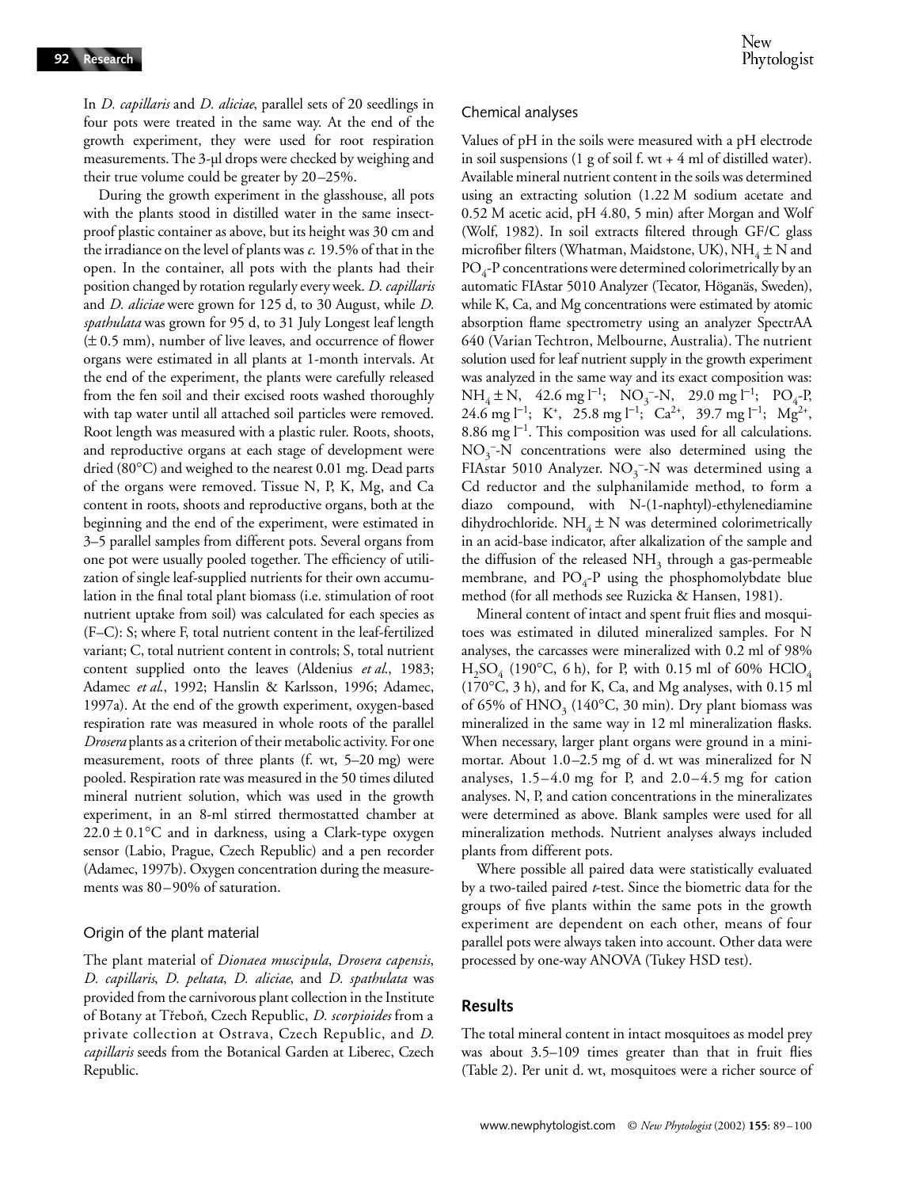In *D. capillaris* and *D. aliciae*, parallel sets of 20 seedlings in four pots were treated in the same way. At the end of the growth experiment, they were used for root respiration measurements. The 3-µl drops were checked by weighing and their true volume could be greater by 20–25%.

During the growth experiment in the glasshouse, all pots with the plants stood in distilled water in the same insect-proof plastic container as above, but its height was 30 cm and the irradiance on the level of plants was *c.* 19.5% of that in the open. In the container, all pots with the plants had their position changed by rotation regularly every week. *D. capillaris* and *D. aliciae* were grown for 125 d, to 30 August, while *D. spathulata* was grown for 95 d, to 31 July Longest leaf length (± 0.5 mm), number of live leaves, and occurrence of flower organs were estimated in all plants at 1-month intervals. At the end of the experiment, the plants were carefully released from the fen soil and their excised roots washed thoroughly with tap water until all attached soil particles were removed. Root length was measured with a plastic ruler. Roots, shoots, and reproductive organs at each stage of development were dried (80°C) and weighed to the nearest 0.01 mg. Dead parts of the organs were removed. Tissue N, P, K, Mg, and Ca content in roots, shoots and reproductive organs, both at the beginning and the end of the experiment, were estimated in 3–5 parallel samples from different pots. Several organs from one pot were usually pooled together. The efficiency of utilization of single leaf-supplied nutrients for their own accumulation in the final total plant biomass (i.e. stimulation of root nutrient uptake from soil) was calculated for each species as (F–C): S; where F, total nutrient content in the leaf-fertilized variant; C, total nutrient content in controls; S, total nutrient content supplied onto the leaves (Aldenius *et al.*, 1983; Adamec *et al.*, 1992; Hanslin & Karlsson, 1996; Adamec, 1997a). At the end of the growth experiment, oxygen-based respiration rate was measured in whole roots of the parallel *Drosera* plants as a criterion of their metabolic activity. For one measurement, roots of three plants (f. wt, 5–20 mg) were pooled. Respiration rate was measured in the 50 times diluted mineral nutrient solution, which was used in the growth experiment, in an 8-ml stirred thermostatted chamber at 22.0 ± 0.1°C and in darkness, using a Clark-type oxygen sensor (Labio, Prague, Czech Republic) and a pen recorder (Adamec, 1997b). Oxygen concentration during the measurements was 80–90% of saturation.

## Origin of the plant material

The plant material of *Dionaea muscipula*, *Drosera capensis*, *D. capillaris*, *D. peltata*, *D. aliciae*, and *D. spathulata* was provided from the carnivorous plant collection in the Institute of Botany at Třeboň, Czech Republic, *D. scorpioides* from a private collection at Ostrava, Czech Republic, and *D. capillaris* seeds from the Botanical Garden at Liberec, Czech Republic.

## Chemical analyses

Values of pH in the soils were measured with a pH electrode in soil suspensions (1 g of soil f. wt + 4 ml of distilled water). Available mineral nutrient content in the soils was determined using an extracting solution (1.22 M sodium acetate and 0.52 M acetic acid, pH 4.80, 5 min) after Morgan and Wolf (Wolf, 1982). In soil extracts filtered through GF/C glass microfiber filters (Whatman, Maidstone, UK), $NH_4 \pm N$ and $PO_4$-P concentrations were determined colorimetrically by an automatic FIAstar 5010 Analyzer (Tecator, Höganäs, Sweden), while K, Ca, and Mg concentrations were estimated by atomic absorption flame spectrometry using an analyzer SpectrAA 640 (Varian Techtron, Melbourne, Australia). The nutrient solution used for leaf nutrient supply in the growth experiment was analyzed in the same way and its exact composition was: $NH_4 \pm N$, 42.6 mg $l^{-1}$; $NO_3^-$-N, 29.0 mg $l^{-1}$; $PO_4$-P, 24.6 mg $l^{-1}$; $K^+$, 25.8 mg $l^{-1}$; $Ca^{2+}$, 39.7 mg $l^{-1}$; $Mg^{2+}$, 8.86 mg $l^{-1}$. This composition was used for all calculations. $NO_3^-$-N concentrations were also determined using the FIAstar 5010 Analyzer. $NO_3^-$-N was determined using a Cd reductor and the sulphanilamide method, to form a diazo compound, with N-(1-naphtyl)-ethylenediamine dihydrochloride. $NH_4 \pm N$ was determined colorimetrically in an acid-base indicator, after alkalization of the sample and the diffusion of the released $NH_3$ through a gas-permeable membrane, and $PO_4$-P using the phosphomolybdate blue method (for all methods see Ruzicka & Hansen, 1981).

Mineral content of intact and spent fruit flies and mosquitoes was estimated in diluted mineralized samples. For N analyses, the carcasses were mineralized with 0.2 ml of 98% $H_2SO_4$ (190°C, 6 h), for P, with 0.15 ml of 60% $HClO_4$ (170°C, 3 h), and for K, Ca, and Mg analyses, with 0.15 ml of 65% of $HNO_3$ (140°C, 30 min). Dry plant biomass was mineralized in the same way in 12 ml mineralization flasks. When necessary, larger plant organs were ground in a mini-mortar. About 1.0–2.5 mg of d. wt was mineralized for N analyses, 1.5–4.0 mg for P, and 2.0–4.5 mg for cation analyses. N, P, and cation concentrations in the mineralizates were determined as above. Blank samples were used for all mineralization methods. Nutrient analyses always included plants from different pots.

Where possible all paired data were statistically evaluated by a two-tailed paired *t*-test. Since the biometric data for the groups of five plants within the same pots in the growth experiment are dependent on each other, means of four parallel pots were always taken into account. Other data were processed by one-way ANOVA (Tukey HSD test).

# Results

The total mineral content in intact mosquitoes as model prey was about 3.5–109 times greater than that in fruit flies (Table 2). Per unit d. wt, mosquitoes were a richer source of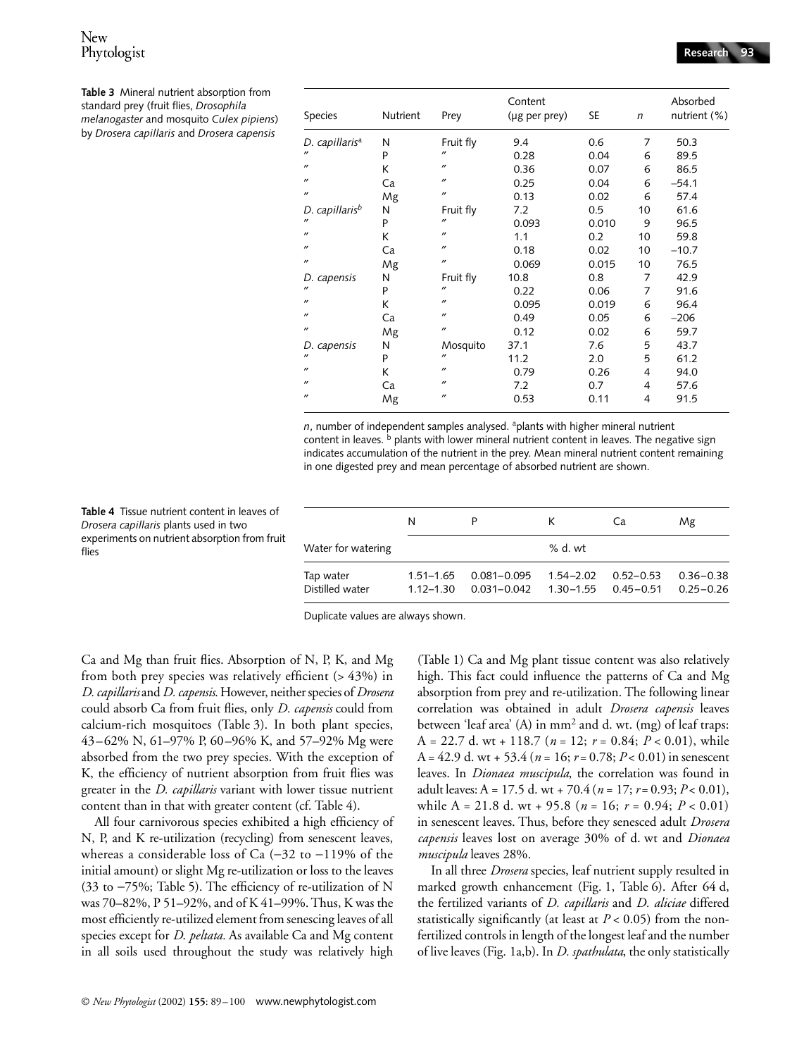**Table 3** Mineral nutrient absorption from standard prey (fruit flies, *Drosophila melanogaster* and mosquito *Culex pipiens*) by *Drosera capillaris* and *Drosera capensis*

| Species | Nutrient | Prey | Content (µg per prey) | SE | *n* | Absorbed nutrient (%) |
|---|---|---|---|---|---|---|
| *D. capillaris*[a] | N | Fruit fly | 9.4 | 0.6 | 7 | 50.3 |
| " | P | " | 0.28 | 0.04 | 6 | 89.5 |
| " | K | " | 0.36 | 0.07 | 6 | 86.5 |
| " | Ca | " | 0.25 | 0.04 | 6 | −54.1 |
| " | Mg | " | 0.13 | 0.02 | 6 | 57.4 |
| *D. capillaris*[b] | N | Fruit fly | 7.2 | 0.5 | 10 | 61.6 |
| " | P | " | 0.093 | 0.010 | 9 | 96.5 |
| " | K | " | 1.1 | 0.2 | 10 | 59.8 |
| " | Ca | " | 0.18 | 0.02 | 10 | −10.7 |
| " | Mg | " | 0.069 | 0.015 | 10 | 76.5 |
| *D. capensis* | N | Fruit fly | 10.8 | 0.8 | 7 | 42.9 |
| " | P | " | 0.22 | 0.06 | 7 | 91.6 |
| " | K | " | 0.095 | 0.019 | 6 | 96.4 |
| " | Ca | " | 0.49 | 0.05 | 6 | −206 |
| " | Mg | " | 0.12 | 0.02 | 6 | 59.7 |
| *D. capensis* | N | Mosquito | 37.1 | 7.6 | 5 | 43.7 |
| " | P | " | 11.2 | 2.0 | 5 | 61.2 |
| " | K | " | 0.79 | 0.26 | 4 | 94.0 |
| " | Ca | " | 7.2 | 0.7 | 4 | 57.6 |
| " | Mg | " | 0.53 | 0.11 | 4 | 91.5 |

*n*, number of independent samples analysed. [a]plants with higher mineral nutrient content in leaves. [b] plants with lower mineral nutrient content in leaves. The negative sign indicates accumulation of the nutrient in the prey. Mean mineral nutrient content remaining in one digested prey and mean percentage of absorbed nutrient are shown.

**Table 4** Tissue nutrient content in leaves of *Drosera capillaris* plants used in two experiments on nutrient absorption from fruit flies

| | N | P | K | Ca | Mg |
|---|---|---|---|---|---|
| Water for watering | | | % d. wt | | |
| Tap water | 1.51–1.65 | 0.081–0.095 | 1.54–2.02 | 0.52–0.53 | 0.36–0.38 |
| Distilled water | 1.12–1.30 | 0.031–0.042 | 1.30–1.55 | 0.45–0.51 | 0.25–0.26 |

Duplicate values are always shown.

Ca and Mg than fruit flies. Absorption of N, P, K, and Mg from both prey species was relatively efficient (> 43%) in *D. capillaris* and *D. capensis*. However, neither species of *Drosera* could absorb Ca from fruit flies, only *D. capensis* could from calcium-rich mosquitoes (Table 3). In both plant species, 43–62% N, 61–97% P, 60–96% K, and 57–92% Mg were absorbed from the two prey species. With the exception of K, the efficiency of nutrient absorption from fruit flies was greater in the *D. capillaris* variant with lower tissue nutrient content than in that with greater content (cf. Table 4).

All four carnivorous species exhibited a high efficiency of N, P, and K re-utilization (recycling) from senescent leaves, whereas a considerable loss of Ca (−32 to −119% of the initial amount) or slight Mg re-utilization or loss to the leaves (33 to −75%; Table 5). The efficiency of re-utilization of N was 70–82%, P 51–92%, and of K 41–99%. Thus, K was the most efficiently re-utilized element from senescing leaves of all species except for *D. peltata*. As available Ca and Mg content in all soils used throughout the study was relatively high (Table 1) Ca and Mg plant tissue content was also relatively high. This fact could influence the patterns of Ca and Mg absorption from prey and re-utilization. The following linear correlation was obtained in adult *Drosera capensis* leaves between 'leaf area' (A) in $mm^2$ and d. wt. (mg) of leaf traps: A = 22.7 d. wt + 118.7 ($n = 12$; $r = 0.84$; $P < 0.01$), while A = 42.9 d. wt + 53.4 ($n = 16$; $r = 0.78$; $P < 0.01$) in senescent leaves. In *Dionaea muscipula*, the correlation was found in adult leaves: A = 17.5 d. wt + 70.4 ($n = 17$; $r = 0.93$; $P < 0.01$), while A = 21.8 d. wt + 95.8 ($n = 16$; $r = 0.94$; $P < 0.01$) in senescent leaves. Thus, before they senesced adult *Drosera capensis* leaves lost on average 30% of d. wt and *Dionaea muscipula* leaves 28%.

In all three *Drosera* species, leaf nutrient supply resulted in marked growth enhancement (Fig. 1, Table 6). After 64 d, the fertilized variants of *D. capillaris* and *D. aliciae* differed statistically significantly (at least at $P < 0.05$) from the non-fertilized controls in length of the longest leaf and the number of live leaves (Fig. 1a,b). In *D. spathulata*, the only statistically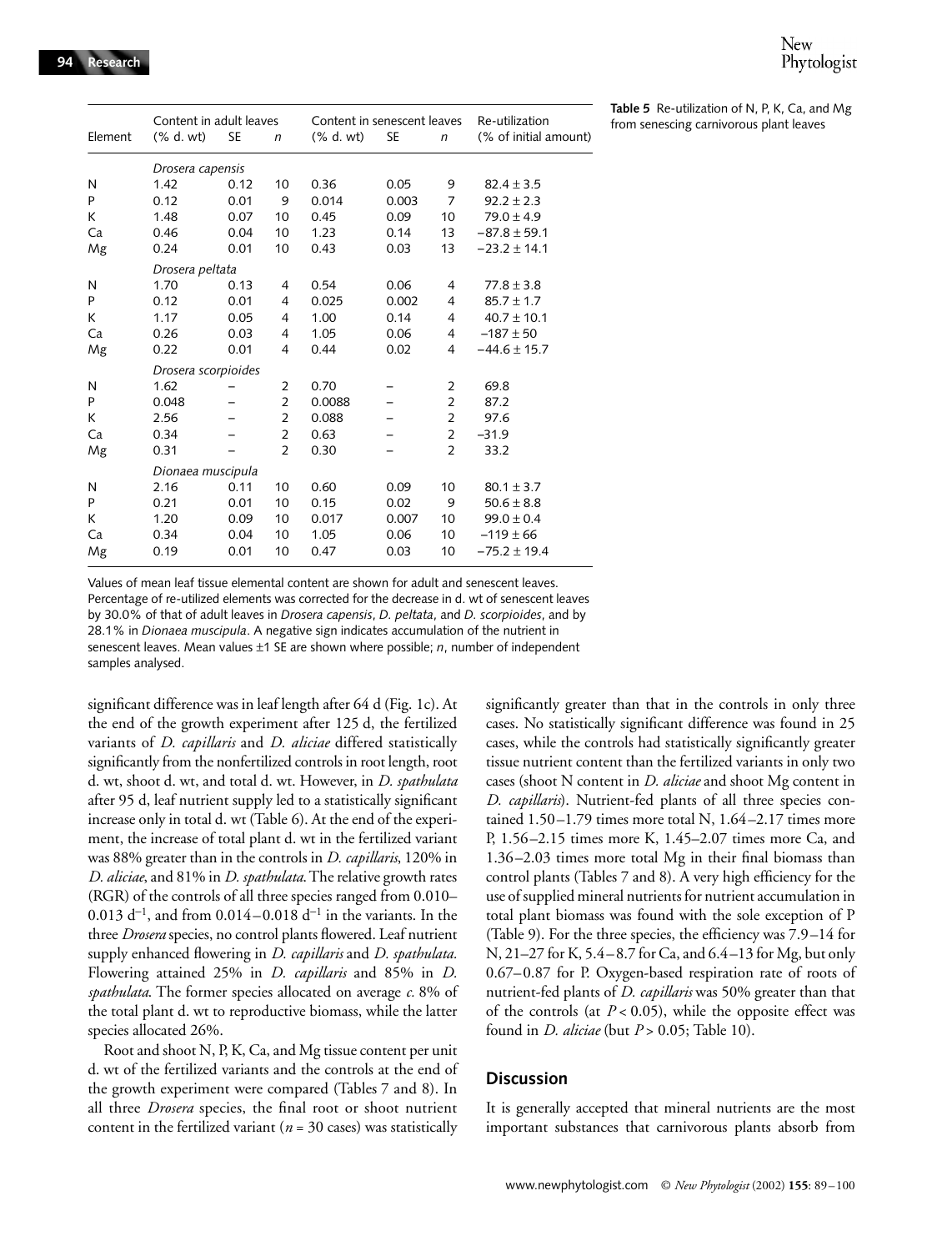**Table 5** Re-utilization of N, P, K, Ca, and Mg from senescing carnivorous plant leaves

| Element | Content in adult leaves (% d. wt) | SE | *n* | Content in senescent leaves (% d. wt) | SE | *n* | Re-utilization (% of initial amount) |
|---|---|---|---|---|---|---|---|
| | *Drosera capensis* | | | | | | |
| N | 1.42 | 0.12 | 10 | 0.36 | 0.05 | 9 | 82.4 ± 3.5 |
| P | 0.12 | 0.01 | 9 | 0.014 | 0.003 | 7 | 92.2 ± 2.3 |
| K | 1.48 | 0.07 | 10 | 0.45 | 0.09 | 10 | 79.0 ± 4.9 |
| Ca | 0.46 | 0.04 | 10 | 1.23 | 0.14 | 13 | −87.8 ± 59.1 |
| Mg | 0.24 | 0.01 | 10 | 0.43 | 0.03 | 13 | −23.2 ± 14.1 |
| | *Drosera peltata* | | | | | | |
| N | 1.70 | 0.13 | 4 | 0.54 | 0.06 | 4 | 77.8 ± 3.8 |
| P | 0.12 | 0.01 | 4 | 0.025 | 0.002 | 4 | 85.7 ± 1.7 |
| K | 1.17 | 0.05 | 4 | 1.00 | 0.14 | 4 | 40.7 ± 10.1 |
| Ca | 0.26 | 0.03 | 4 | 1.05 | 0.06 | 4 | −187 ± 50 |
| Mg | 0.22 | 0.01 | 4 | 0.44 | 0.02 | 4 | −44.6 ± 15.7 |
| | *Drosera scorpioides* | | | | | | |
| N | 1.62 | – | 2 | 0.70 | – | 2 | 69.8 |
| P | 0.048 | – | 2 | 0.0088 | – | 2 | 87.2 |
| K | 2.56 | – | 2 | 0.088 | – | 2 | 97.6 |
| Ca | 0.34 | – | 2 | 0.63 | – | 2 | −31.9 |
| Mg | 0.31 | – | 2 | 0.30 | – | 2 | 33.2 |
| | *Dionaea muscipula* | | | | | | |
| N | 2.16 | 0.11 | 10 | 0.60 | 0.09 | 10 | 80.1 ± 3.7 |
| P | 0.21 | 0.01 | 10 | 0.15 | 0.02 | 9 | 50.6 ± 8.8 |
| K | 1.20 | 0.09 | 10 | 0.017 | 0.007 | 10 | 99.0 ± 0.4 |
| Ca | 0.34 | 0.04 | 10 | 1.05 | 0.06 | 10 | −119 ± 66 |
| Mg | 0.19 | 0.01 | 10 | 0.47 | 0.03 | 10 | −75.2 ± 19.4 |

Values of mean leaf tissue elemental content are shown for adult and senescent leaves. Percentage of re-utilized elements was corrected for the decrease in d. wt of senescent leaves by 30.0% of that of adult leaves in *Drosera capensis*, *D. peltata*, and *D. scorpioides*, and by 28.1% in *Dionaea muscipula*. A negative sign indicates accumulation of the nutrient in senescent leaves. Mean values ±1 SE are shown where possible; *n*, number of independent samples analysed.

significant difference was in leaf length after 64 d (Fig. 1c). At the end of the growth experiment after 125 d, the fertilized variants of *D. capillaris* and *D. aliciae* differed statistically significantly from the nonfertilized controls in root length, root d. wt, shoot d. wt, and total d. wt. However, in *D. spathulata* after 95 d, leaf nutrient supply led to a statistically significant increase only in total d. wt (Table 6). At the end of the experiment, the increase of total plant d. wt in the fertilized variant was 88% greater than in the controls in *D. capillaris*, 120% in *D. aliciae*, and 81% in *D. spathulata*. The relative growth rates (RGR) of the controls of all three species ranged from 0.010–0.013 $d^{-1}$, and from 0.014–0.018 $d^{-1}$ in the variants. In the three *Drosera* species, no control plants flowered. Leaf nutrient supply enhanced flowering in *D. capillaris* and *D. spathulata*. Flowering attained 25% in *D. capillaris* and 85% in *D. spathulata*. The former species allocated on average *c.* 8% of the total plant d. wt to reproductive biomass, while the latter species allocated 26%.

Root and shoot N, P, K, Ca, and Mg tissue content per unit d. wt of the fertilized variants and the controls at the end of the growth experiment were compared (Tables 7 and 8). In all three *Drosera* species, the final root or shoot nutrient content in the fertilized variant ($n = 30$ cases) was statistically significantly greater than that in the controls in only three cases. No statistically significant difference was found in 25 cases, while the controls had statistically significantly greater tissue nutrient content than the fertilized variants in only two cases (shoot N content in *D. aliciae* and shoot Mg content in *D. capillaris*). Nutrient-fed plants of all three species contained 1.50–1.79 times more total N, 1.64–2.17 times more P, 1.56–2.15 times more K, 1.45–2.07 times more Ca, and 1.36–2.03 times more total Mg in their final biomass than control plants (Tables 7 and 8). A very high efficiency for the use of supplied mineral nutrients for nutrient accumulation in total plant biomass was found with the sole exception of P (Table 9). For the three species, the efficiency was 7.9–14 for N, 21–27 for K, 5.4–8.7 for Ca, and 6.4–13 for Mg, but only 0.67–0.87 for P. Oxygen-based respiration rate of roots of nutrient-fed plants of *D. capillaris* was 50% greater than that of the controls (at $P < 0.05$), while the opposite effect was found in *D. aliciae* (but $P > 0.05$; Table 10).

## Discussion

It is generally accepted that mineral nutrients are the most important substances that carnivorous plants absorb from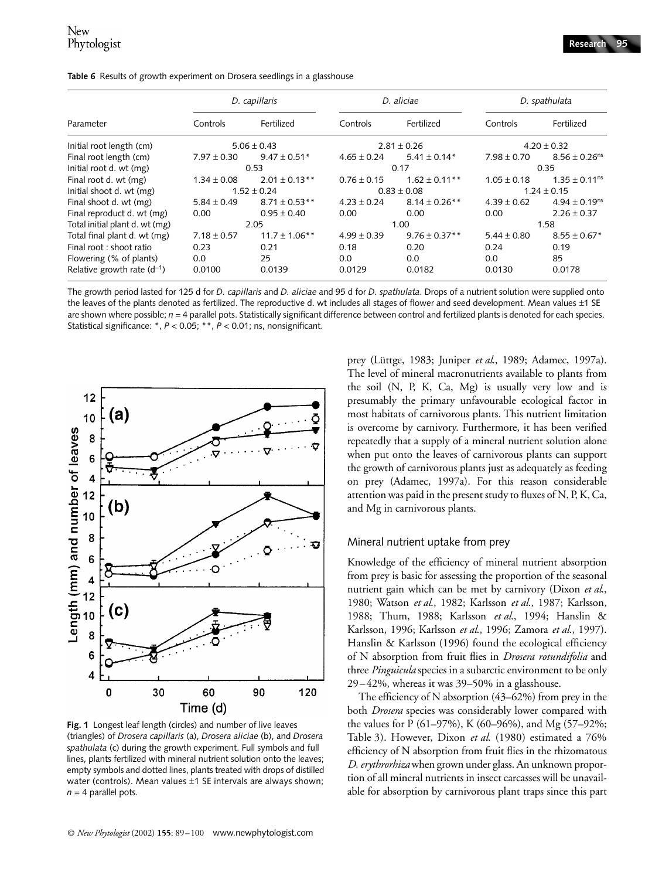**Table 6** Results of growth experiment on Drosera seedlings in a glasshouse

| Parameter | *D. capillaris* | | *D. aliciae* | | *D. spathulata* | |
|---|---|---|---|---|---|---|
| | Controls | Fertilized | Controls | Fertilized | Controls | Fertilized |
| Initial root length (cm) | 5.06 ± 0.43 | | 2.81 ± 0.26 | | 4.20 ± 0.32 | |
| Final root length (cm) | 7.97 ± 0.30 | 9.47 ± 0.51* | 4.65 ± 0.24 | 5.41 ± 0.14* | 7.98 ± 0.70 | 8.56 ± 0.26[ns] |
| Initial root d. wt (mg) | 0.53 | | 0.17 | | 0.35 | |
| Final root d. wt (mg) | 1.34 ± 0.08 | 2.01 ± 0.13** | 0.76 ± 0.15 | 1.62 ± 0.11** | 1.05 ± 0.18 | 1.35 ± 0.11[ns] |
| Initial shoot d. wt (mg) | 1.52 ± 0.24 | | 0.83 ± 0.08 | | 1.24 ± 0.15 | |
| Final shoot d. wt (mg) | 5.84 ± 0.49 | 8.71 ± 0.53** | 4.23 ± 0.24 | 8.14 ± 0.26** | 4.39 ± 0.62 | 4.94 ± 0.19[ns] |
| Final reproduct d. wt (mg) | 0.00 | 0.95 ± 0.40 | 0.00 | 0.00 | 0.00 | 2.26 ± 0.37 |
| Total initial plant d. wt (mg) | 2.05 | | 1.00 | | 1.58 | |
| Total final plant d. wt (mg) | 7.18 ± 0.57 | 11.7 ± 1.06** | 4.99 ± 0.39 | 9.76 ± 0.37** | 5.44 ± 0.80 | 8.55 ± 0.67* |
| Final root : shoot ratio | 0.23 | 0.21 | 0.18 | 0.20 | 0.24 | 0.19 |
| Flowering (% of plants) | 0.0 | 25 | 0.0 | 0.0 | 0.0 | 85 |
| Relative growth rate ($d^{-1}$) | 0.0100 | 0.0139 | 0.0129 | 0.0182 | 0.0130 | 0.0178 |

The growth period lasted for 125 d for *D. capillaris* and *D. aliciae* and 95 d for *D. spathulata*. Drops of a nutrient solution were supplied onto the leaves of the plants denoted as fertilized. The reproductive d. wt includes all stages of flower and seed development. Mean values ±1 SE are shown where possible; $n = 4$ parallel pots. Statistically significant difference between control and fertilized plants is denoted for each species. Statistical significance: *, $P < 0.05$; **, $P < 0.01$; ns, nonsignificant.

**Fig. 1** Longest leaf length (circles) and number of live leaves (triangles) of *Drosera capillaris* (a), *Drosera aliciae* (b), and *Drosera spathulata* (c) during the growth experiment. Full symbols and full lines, plants fertilized with mineral nutrient solution onto the leaves; empty symbols and dotted lines, plants treated with drops of distilled water (controls). Mean values ±1 SE intervals are always shown; $n = 4$ parallel pots.

prey (Lüttge, 1983; Juniper *et al.*, 1989; Adamec, 1997a). The level of mineral macronutrients available to plants from the soil (N, P, K, Ca, Mg) is usually very low and is presumably the primary unfavourable ecological factor in most habitats of carnivorous plants. This nutrient limitation is overcome by carnivory. Furthermore, it has been verified repeatedly that a supply of a mineral nutrient solution alone when put onto the leaves of carnivorous plants can support the growth of carnivorous plants just as adequately as feeding on prey (Adamec, 1997a). For this reason considerable attention was paid in the present study to fluxes of N, P, K, Ca, and Mg in carnivorous plants.

## Mineral nutrient uptake from prey

Knowledge of the efficiency of mineral nutrient absorption from prey is basic for assessing the proportion of the seasonal nutrient gain which can be met by carnivory (Dixon *et al.*, 1980; Watson *et al.*, 1982; Karlsson *et al.*, 1987; Karlsson, 1988; Thum, 1988; Karlsson *et al.*, 1994; Hanslin & Karlsson, 1996; Karlsson *et al.*, 1996; Zamora *et al.*, 1997). Hanslin & Karlsson (1996) found the ecological efficiency of N absorption from fruit flies in *Drosera rotundifolia* and three *Pinguicula* species in a subarctic environment to be only 29–42%, whereas it was 39–50% in a glasshouse.

The efficiency of N absorption (43–62%) from prey in the both *Drosera* species was considerably lower compared with the values for P (61–97%), K (60–96%), and Mg (57–92%; Table 3). However, Dixon *et al.* (1980) estimated a 76% efficiency of N absorption from fruit flies in the rhizomatous *D. erythrorhiza* when grown under glass. An unknown proportion of all mineral nutrients in insect carcasses will be unavailable for absorption by carnivorous plant traps since this part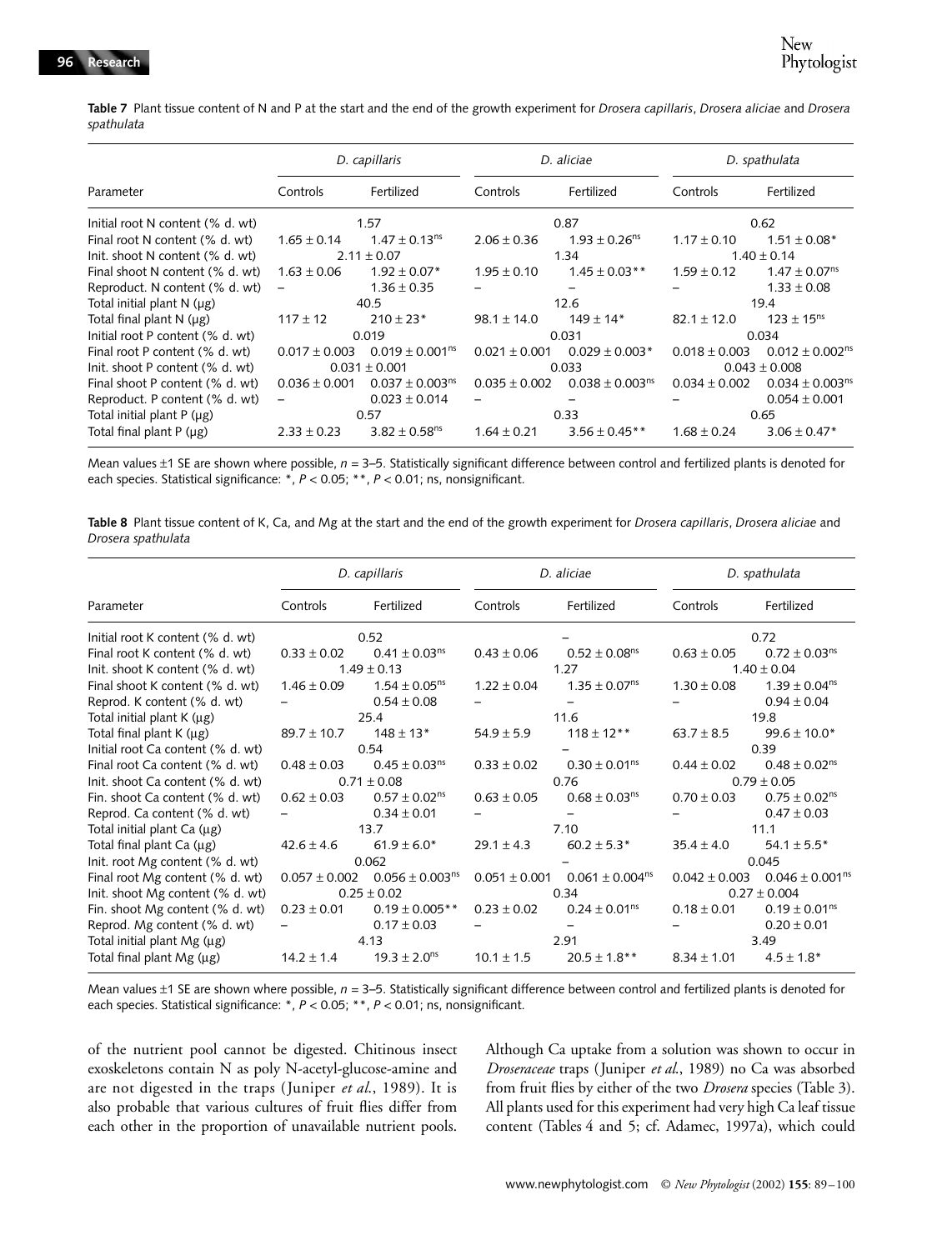**Table 7** Plant tissue content of N and P at the start and the end of the growth experiment for *Drosera capillaris*, *Drosera aliciae* and *Drosera spathulata*

| Parameter | *D. capillaris* | | *D. aliciae* | | *D. spathulata* | |
|---|---|---|---|---|---|---|
| | Controls | Fertilized | Controls | Fertilized | Controls | Fertilized |
| Initial root N content (% d. wt) | 1.57 | | 0.87 | | 0.62 | |
| Final root N content (% d. wt) | 1.65 ± 0.14 | 1.47 ± 0.13[ns] | 2.06 ± 0.36 | 1.93 ± 0.26[ns] | 1.17 ± 0.10 | 1.51 ± 0.08* |
| Init. shoot N content (% d. wt) | 2.11 ± 0.07 | | 1.34 | | 1.40 ± 0.14 | |
| Final shoot N content (% d. wt) | 1.63 ± 0.06 | 1.92 ± 0.07* | 1.95 ± 0.10 | 1.45 ± 0.03** | 1.59 ± 0.12 | 1.47 ± 0.07[ns] |
| Reproduct. N content (% d. wt) | – | 1.36 ± 0.35 | – | – | – | 1.33 ± 0.08 |
| Total initial plant N (μg) | 40.5 | | 12.6 | | 19.4 | |
| Total final plant N (μg) | 117 ± 12 | 210 ± 23* | 98.1 ± 14.0 | 149 ± 14* | 82.1 ± 12.0 | 123 ± 15[ns] |
| Initial root P content (% d. wt) | 0.019 | | 0.031 | | 0.034 | |
| Final root P content (% d. wt) | 0.017 ± 0.003 | 0.019 ± 0.001[ns] | 0.021 ± 0.001 | 0.029 ± 0.003* | 0.018 ± 0.003 | 0.012 ± 0.002[ns] |
| Init. shoot P content (% d. wt) | 0.031 ± 0.001 | | 0.033 | | 0.043 ± 0.008 | |
| Final shoot P content (% d. wt) | 0.036 ± 0.001 | 0.037 ± 0.003[ns] | 0.035 ± 0.002 | 0.038 ± 0.003[ns] | 0.034 ± 0.002 | 0.034 ± 0.003[ns] |
| Reproduct. P content (% d. wt) | – | 0.023 ± 0.014 | – | – | – | 0.054 ± 0.001 |
| Total initial plant P (μg) | 0.57 | | 0.33 | | 0.65 | |
| Total final plant P (μg) | 2.33 ± 0.23 | 3.82 ± 0.58[ns] | 1.64 ± 0.21 | 3.56 ± 0.45** | 1.68 ± 0.24 | 3.06 ± 0.47* |

Mean values ±1 SE are shown where possible, $n = 3–5$. Statistically significant difference between control and fertilized plants is denoted for each species. Statistical significance: *, $P < 0.05$; **, $P < 0.01$; ns, nonsignificant.

**Table 8** Plant tissue content of K, Ca, and Mg at the start and the end of the growth experiment for *Drosera capillaris*, *Drosera aliciae* and *Drosera spathulata*

| Parameter | *D. capillaris* | | *D. aliciae* | | *D. spathulata* | |
|---|---|---|---|---|---|---|
| | Controls | Fertilized | Controls | Fertilized | Controls | Fertilized |
| Initial root K content (% d. wt) | 0.52 | | – | | 0.72 | |
| Final root K content (% d. wt) | 0.33 ± 0.02 | 0.41 ± 0.03[ns] | 0.43 ± 0.06 | 0.52 ± 0.08[ns] | 0.63 ± 0.05 | 0.72 ± 0.03[ns] |
| Init. shoot K content (% d. wt) | 1.49 ± 0.13 | | 1.27 | | 1.40 ± 0.04 | |
| Final shoot K content (% d. wt) | 1.46 ± 0.09 | 1.54 ± 0.05[ns] | 1.22 ± 0.04 | 1.35 ± 0.07[ns] | 1.30 ± 0.08 | 1.39 ± 0.04[ns] |
| Reprod. K content (% d. wt) | – | 0.54 ± 0.08 | – | – | – | 0.94 ± 0.04 |
| Total initial plant K (μg) | 25.4 | | 11.6 | | 19.8 | |
| Total final plant K (μg) | 89.7 ± 10.7 | 148 ± 13* | 54.9 ± 5.9 | 118 ± 12** | 63.7 ± 8.5 | 99.6 ± 10.0* |
| Initial root Ca content (% d. wt) | 0.54 | | – | | 0.39 | |
| Final root Ca content (% d. wt) | 0.48 ± 0.03 | 0.45 ± 0.03[ns] | 0.33 ± 0.02 | 0.30 ± 0.01[ns] | 0.44 ± 0.02 | 0.48 ± 0.02[ns] |
| Init. shoot Ca content (% d. wt) | 0.71 ± 0.08 | | 0.76 | | 0.79 ± 0.05 | |
| Fin. shoot Ca content (% d. wt) | 0.62 ± 0.03 | 0.57 ± 0.02[ns] | 0.63 ± 0.05 | 0.68 ± 0.03[ns] | 0.70 ± 0.03 | 0.75 ± 0.02[ns] |
| Reprod. Ca content (% d. wt) | – | 0.34 ± 0.01 | – | – | – | 0.47 ± 0.03 |
| Total initial plant Ca (μg) | 13.7 | | 7.10 | | 11.1 | |
| Total final plant Ca (μg) | 42.6 ± 4.6 | 61.9 ± 6.0* | 29.1 ± 4.3 | 60.2 ± 5.3* | 35.4 ± 4.0 | 54.1 ± 5.5* |
| Init. root Mg content (% d. wt) | 0.062 | | – | | 0.045 | |
| Final root Mg content (% d. wt) | 0.057 ± 0.002 | 0.056 ± 0.003[ns] | 0.051 ± 0.001 | 0.061 ± 0.004[ns] | 0.042 ± 0.003 | 0.046 ± 0.001[ns] |
| Init. shoot Mg content (% d. wt) | 0.25 ± 0.02 | | 0.34 | | 0.27 ± 0.004 | |
| Fin. shoot Mg content (% d. wt) | 0.23 ± 0.01 | 0.19 ± 0.005** | 0.23 ± 0.02 | 0.24 ± 0.01[ns] | 0.18 ± 0.01 | 0.19 ± 0.01[ns] |
| Reprod. Mg content (% d. wt) | – | 0.17 ± 0.03 | – | – | – | 0.20 ± 0.01 |
| Total initial plant Mg (μg) | 4.13 | | 2.91 | | 3.49 | |
| Total final plant Mg (μg) | 14.2 ± 1.4 | 19.3 ± 2.0[ns] | 10.1 ± 1.5 | 20.5 ± 1.8** | 8.34 ± 1.01 | 4.5 ± 1.8* |

Mean values ±1 SE are shown where possible, $n = 3–5$. Statistically significant difference between control and fertilized plants is denoted for each species. Statistical significance: *, $P < 0.05$; **, $P < 0.01$; ns, nonsignificant.

of the nutrient pool cannot be digested. Chitinous insect exoskeletons contain N as poly N-acetyl-glucose-amine and are not digested in the traps (Juniper *et al.*, 1989). It is also probable that various cultures of fruit flies differ from each other in the proportion of unavailable nutrient pools. Although Ca uptake from a solution was shown to occur in *Droseraceae* traps (Juniper *et al.*, 1989) no Ca was absorbed from fruit flies by either of the two *Drosera* species (Table 3). All plants used for this experiment had very high Ca leaf tissue content (Tables 4 and 5; cf. Adamec, 1997a), which could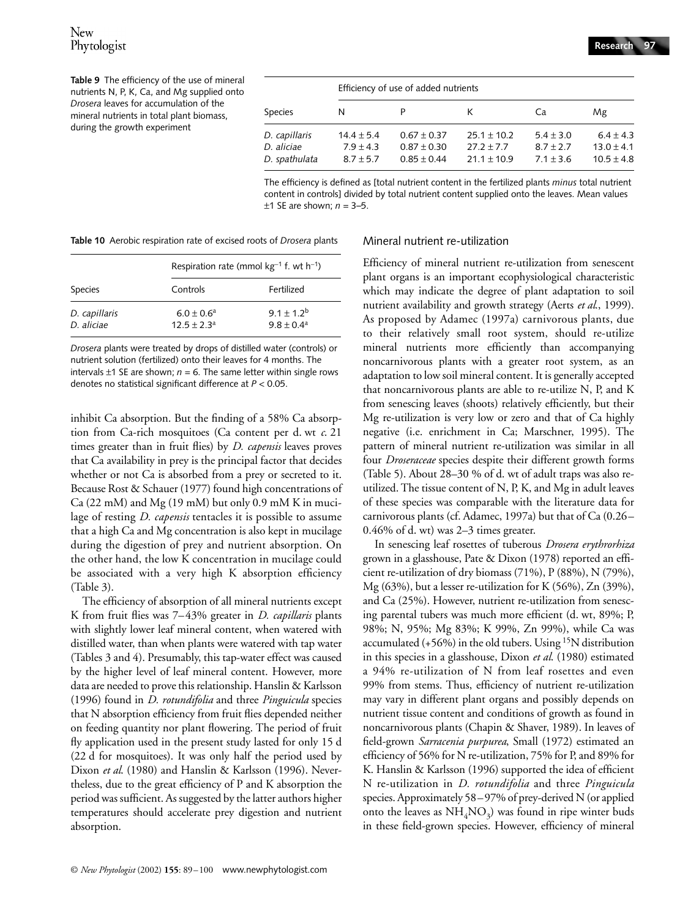**Table 9** The efficiency of the use of mineral nutrients N, P, K, Ca, and Mg supplied onto *Drosera* leaves for accumulation of the mineral nutrients in total plant biomass, during the growth experiment

| Species | Efficiency of use of added nutrients | | | | |
|---|---|---|---|---|---|
| | N | P | K | Ca | Mg |
| *D. capillaris* | 14.4 ± 5.4 | 0.67 ± 0.37 | 25.1 ± 10.2 | 5.4 ± 3.0 | 6.4 ± 4.3 |
| *D. aliciae* | 7.9 ± 4.3 | 0.87 ± 0.30 | 27.2 ± 7.7 | 8.7 ± 2.7 | 13.0 ± 4.1 |
| *D. spathulata* | 8.7 ± 5.7 | 0.85 ± 0.44 | 21.1 ± 10.9 | 7.1 ± 3.6 | 10.5 ± 4.8 |

The efficiency is defined as [total nutrient content in the fertilized plants *minus* total nutrient content in controls] divided by total nutrient content supplied onto the leaves. Mean values ±1 SE are shown; $n$ = 3–5.

**Table 10** Aerobic respiration rate of excised roots of *Drosera* plants

| Species | Respiration rate (mmol $kg^{-1}$ f. wt $h^{-1}$) | |
|---|---|---|
| | Controls | Fertilized |
| *D. capillaris* | $6.0 \pm 0.6^a$ | $9.1 \pm 1.2^b$ |
| *D. aliciae* | $12.5 \pm 2.3^a$ | $9.8 \pm 0.4^a$ |

*Drosera* plants were treated by drops of distilled water (controls) or nutrient solution (fertilized) onto their leaves for 4 months. The intervals ±1 SE are shown; $n$ = 6. The same letter within single rows denotes no statistical significant difference at $P < 0.05$.

inhibit Ca absorption. But the finding of a 58% Ca absorption from Ca-rich mosquitoes (Ca content per d. wt *c.* 21 times greater than in fruit flies) by *D. capensis* leaves proves that Ca availability in prey is the principal factor that decides whether or not Ca is absorbed from a prey or secreted to it. Because Rost & Schauer (1977) found high concentrations of Ca (22 mM) and Mg (19 mM) but only 0.9 mM K in mucilage of resting *D. capensis* tentacles it is possible to assume that a high Ca and Mg concentration is also kept in mucilage during the digestion of prey and nutrient absorption. On the other hand, the low K concentration in mucilage could be associated with a very high K absorption efficiency (Table 3).

The efficiency of absorption of all mineral nutrients except K from fruit flies was 7–43% greater in *D. capillaris* plants with slightly lower leaf mineral content, when watered with distilled water, than when plants were watered with tap water (Tables 3 and 4). Presumably, this tap-water effect was caused by the higher level of leaf mineral content. However, more data are needed to prove this relationship. Hanslin & Karlsson (1996) found in *D. rotundifolia* and three *Pinguicula* species that N absorption efficiency from fruit flies depended neither on feeding quantity nor plant flowering. The period of fruit fly application used in the present study lasted for only 15 d (22 d for mosquitoes). It was only half the period used by Dixon *et al.* (1980) and Hanslin & Karlsson (1996). Nevertheless, due to the great efficiency of P and K absorption the period was sufficient. As suggested by the latter authors higher temperatures should accelerate prey digestion and nutrient absorption.

## Mineral nutrient re-utilization

Efficiency of mineral nutrient re-utilization from senescent plant organs is an important ecophysiological characteristic which may indicate the degree of plant adaptation to soil nutrient availability and growth strategy (Aerts *et al.*, 1999). As proposed by Adamec (1997a) carnivorous plants, due to their relatively small root system, should re-utilize mineral nutrients more efficiently than accompanying noncarnivorous plants with a greater root system, as an adaptation to low soil mineral content. It is generally accepted that noncarnivorous plants are able to re-utilize N, P, and K from senescing leaves (shoots) relatively efficiently, but their Mg re-utilization is very low or zero and that of Ca highly negative (i.e. enrichment in Ca; Marschner, 1995). The pattern of mineral nutrient re-utilization was similar in all four *Droseraceae* species despite their different growth forms (Table 5). About 28–30 % of d. wt of adult traps was also re-utilized. The tissue content of N, P, K, and Mg in adult leaves of these species was comparable with the literature data for carnivorous plants (cf. Adamec, 1997a) but that of Ca (0.26–0.46% of d. wt) was 2–3 times greater.

In senescing leaf rosettes of tuberous *Drosera erythrorhiza* grown in a glasshouse, Pate & Dixon (1978) reported an efficient re-utilization of dry biomass (71%), P (88%), N (79%), Mg (63%), but a lesser re-utilization for K (56%), Zn (39%), and Ca (25%). However, nutrient re-utilization from senescing parental tubers was much more efficient (d. wt, 89%; P, 98%; N, 95%; Mg 83%; K 99%, Zn 99%), while Ca was accumulated (+56%) in the old tubers. Using $^{15}N$ distribution in this species in a glasshouse, Dixon *et al.* (1980) estimated a 94% re-utilization of N from leaf rosettes and even 99% from stems. Thus, efficiency of nutrient re-utilization may vary in different plant organs and possibly depends on nutrient tissue content and conditions of growth as found in noncarnivorous plants (Chapin & Shaver, 1989). In leaves of field-grown *Sarracenia purpurea*, Small (1972) estimated an efficiency of 56% for N re-utilization, 75% for P, and 89% for K. Hanslin & Karlsson (1996) supported the idea of efficient N re-utilization in *D. rotundifolia* and three *Pinguicula* species. Approximately 58–97% of prey-derived N (or applied onto the leaves as $NH_4NO_3$) was found in ripe winter buds in these field-grown species. However, efficiency of mineral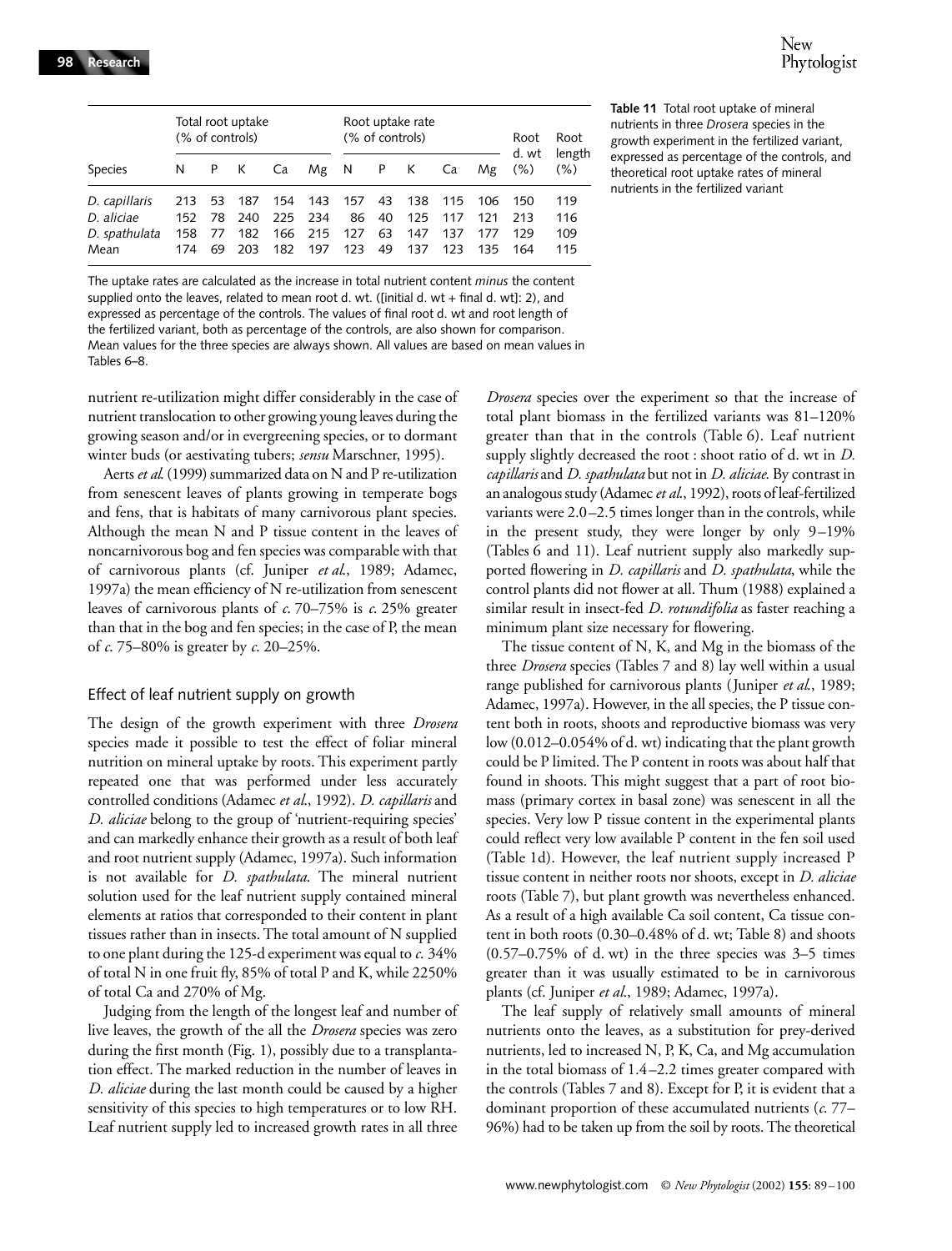**Table 11** Total root uptake of mineral nutrients in three *Drosera* species in the growth experiment in the fertilized variant, expressed as percentage of the controls, and theoretical root uptake rates of mineral nutrients in the fertilized variant

| Species | Total root uptake (% of controls) | | | | | Root uptake rate (% of controls) | | | | | Root d. wt (%) | Root length (%) |
|---|---|---|---|---|---|---|---|---|---|---|---|---|
| | N | P | K | Ca | Mg | N | P | K | Ca | Mg | | |
| *D. capillaris* | 213 | 53 | 187 | 154 | 143 | 157 | 43 | 138 | 115 | 106 | 150 | 119 |
| *D. aliciae* | 152 | 78 | 240 | 225 | 234 | 86 | 40 | 125 | 117 | 121 | 213 | 116 |
| *D. spathulata* | 158 | 77 | 182 | 166 | 215 | 127 | 63 | 147 | 137 | 177 | 129 | 109 |
| Mean | 174 | 69 | 203 | 182 | 197 | 123 | 49 | 137 | 123 | 135 | 164 | 115 |

The uptake rates are calculated as the increase in total nutrient content *minus* the content supplied onto the leaves, related to mean root d. wt. ([initial d. wt + final d. wt]: 2), and expressed as percentage of the controls. The values of final root d. wt and root length of the fertilized variant, both as percentage of the controls, are also shown for comparison. Mean values for the three species are always shown. All values are based on mean values in Tables 6–8.

nutrient re-utilization might differ considerably in the case of nutrient translocation to other growing young leaves during the growing season and/or in evergreening species, or to dormant winter buds (or aestivating tubers; *sensu* Marschner, 1995).

Aerts *et al.* (1999) summarized data on N and P re-utilization from senescent leaves of plants growing in temperate bogs and fens, that is habitats of many carnivorous plant species. Although the mean N and P tissue content in the leaves of noncarnivorous bog and fen species was comparable with that of carnivorous plants (cf. Juniper *et al.*, 1989; Adamec, 1997a) the mean efficiency of N re-utilization from senescent leaves of carnivorous plants of *c.* 70–75% is *c.* 25% greater than that in the bog and fen species; in the case of P, the mean of *c.* 75–80% is greater by *c.* 20–25%.

## Effect of leaf nutrient supply on growth

The design of the growth experiment with three *Drosera* species made it possible to test the effect of foliar mineral nutrition on mineral uptake by roots. This experiment partly repeated one that was performed under less accurately controlled conditions (Adamec *et al.*, 1992). *D. capillaris* and *D. aliciae* belong to the group of 'nutrient-requiring species' and can markedly enhance their growth as a result of both leaf and root nutrient supply (Adamec, 1997a). Such information is not available for *D. spathulata*. The mineral nutrient solution used for the leaf nutrient supply contained mineral elements at ratios that corresponded to their content in plant tissues rather than in insects. The total amount of N supplied to one plant during the 125-d experiment was equal to *c.* 34% of total N in one fruit fly, 85% of total P and K, while 2250% of total Ca and 270% of Mg.

Judging from the length of the longest leaf and number of live leaves, the growth of the all the *Drosera* species was zero during the first month (Fig. 1), possibly due to a transplantation effect. The marked reduction in the number of leaves in *D. aliciae* during the last month could be caused by a higher sensitivity of this species to high temperatures or to low RH. Leaf nutrient supply led to increased growth rates in all three *Drosera* species over the experiment so that the increase of total plant biomass in the fertilized variants was 81–120% greater than that in the controls (Table 6). Leaf nutrient supply slightly decreased the root : shoot ratio of d. wt in *D. capillaris* and *D. spathulata* but not in *D. aliciae*. By contrast in an analogous study (Adamec *et al.*, 1992), roots of leaf-fertilized variants were 2.0–2.5 times longer than in the controls, while in the present study, they were longer by only 9–19% (Tables 6 and 11). Leaf nutrient supply also markedly supported flowering in *D. capillaris* and *D. spathulata*, while the control plants did not flower at all. Thum (1988) explained a similar result in insect-fed *D. rotundifolia* as faster reaching a minimum plant size necessary for flowering.

The tissue content of N, K, and Mg in the biomass of the three *Drosera* species (Tables 7 and 8) lay well within a usual range published for carnivorous plants (Juniper *et al.*, 1989; Adamec, 1997a). However, in the all species, the P tissue content both in roots, shoots and reproductive biomass was very low (0.012–0.054% of d. wt) indicating that the plant growth could be P limited. The P content in roots was about half that found in shoots. This might suggest that a part of root biomass (primary cortex in basal zone) was senescent in all the species. Very low P tissue content in the experimental plants could reflect very low available P content in the fen soil used (Table 1d). However, the leaf nutrient supply increased P tissue content in neither roots nor shoots, except in *D. aliciae* roots (Table 7), but plant growth was nevertheless enhanced. As a result of a high available Ca soil content, Ca tissue content in both roots (0.30–0.48% of d. wt; Table 8) and shoots (0.57–0.75% of d. wt) in the three species was 3–5 times greater than it was usually estimated to be in carnivorous plants (cf. Juniper *et al.*, 1989; Adamec, 1997a).

The leaf supply of relatively small amounts of mineral nutrients onto the leaves, as a substitution for prey-derived nutrients, led to increased N, P, K, Ca, and Mg accumulation in the total biomass of 1.4–2.2 times greater compared with the controls (Tables 7 and 8). Except for P, it is evident that a dominant proportion of these accumulated nutrients (*c.* 77–96%) had to be taken up from the soil by roots. The theoretical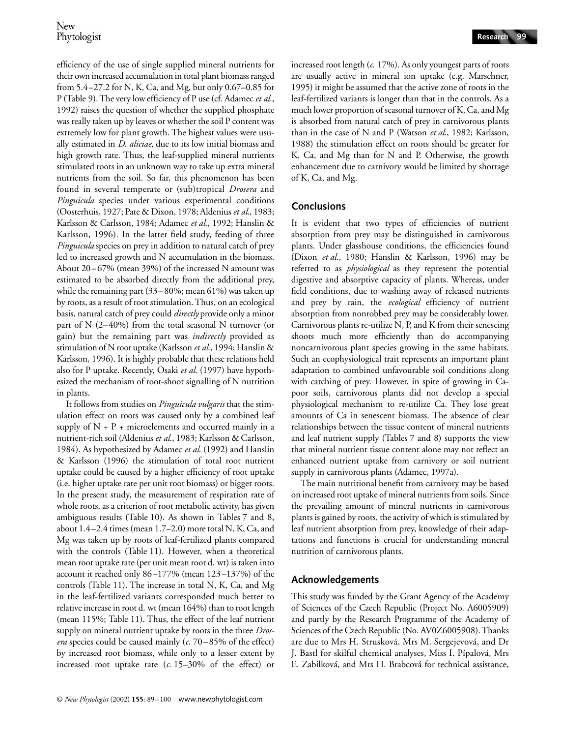efficiency of the use of single supplied mineral nutrients for their own increased accumulation in total plant biomass ranged from 5.4–27.2 for N, K, Ca, and Mg, but only 0.67–0.85 for P (Table 9). The very low efficiency of P use (cf. Adamec *et al.*, 1992) raises the question of whether the supplied phosphate was really taken up by leaves or whether the soil P content was extremely low for plant growth. The highest values were usually estimated in *D. aliciae*, due to its low initial biomass and high growth rate. Thus, the leaf-supplied mineral nutrients stimulated roots in an unknown way to take up extra mineral nutrients from the soil. So far, this phenomenon has been found in several temperate or (sub)tropical *Drosera* and *Pinguicula* species under various experimental conditions (Oosterhuis, 1927; Pate & Dixon, 1978; Aldenius *et al.*, 1983; Karlsson & Carlsson, 1984; Adamec *et al.*, 1992; Hanslin & Karlsson, 1996). In the latter field study, feeding of three *Pinguicula* species on prey in addition to natural catch of prey led to increased growth and N accumulation in the biomass. About 20–67% (mean 39%) of the increased N amount was estimated to be absorbed directly from the additional prey, while the remaining part (33–80%; mean 61%) was taken up by roots, as a result of root stimulation. Thus, on an ecological basis, natural catch of prey could *directly* provide only a minor part of N (2–40%) from the total seasonal N turnover (or gain) but the remaining part was *indirectly* provided as stimulation of N root uptake (Karlsson *et al.*, 1994; Hanslin & Karlsson, 1996). It is highly probable that these relations held also for P uptake. Recently, Osaki *et al.* (1997) have hypothesized the mechanism of root-shoot signalling of N nutrition in plants.

It follows from studies on *Pinguicula vulgaris* that the stimulation effect on roots was caused only by a combined leaf supply of N + P + microelements and occurred mainly in a nutrient-rich soil (Aldenius *et al.*, 1983; Karlsson & Carlsson, 1984). As hypothesized by Adamec *et al.* (1992) and Hanslin & Karlsson (1996) the stimulation of total root nutrient uptake could be caused by a higher efficiency of root uptake (i.e. higher uptake rate per unit root biomass) or bigger roots. In the present study, the measurement of respiration rate of whole roots, as a criterion of root metabolic activity, has given ambiguous results (Table 10). As shown in Tables 7 and 8, about 1.4–2.4 times (mean 1.7–2.0) more total N, K, Ca, and Mg was taken up by roots of leaf-fertilized plants compared with the controls (Table 11). However, when a theoretical mean root uptake rate (per unit mean root d. wt) is taken into account it reached only 86–177% (mean 123–137%) of the controls (Table 11). The increase in total N, K, Ca, and Mg in the leaf-fertilized variants corresponded much better to relative increase in root d. wt (mean 164%) than to root length (mean 115%; Table 11). Thus, the effect of the leaf nutrient supply on mineral nutrient uptake by roots in the three *Drosera* species could be caused mainly (*c.* 70–85% of the effect) by increased root biomass, while only to a lesser extent by increased root uptake rate (*c.* 15–30% of the effect) or increased root length (*c.* 17%). As only youngest parts of roots are usually active in mineral ion uptake (e.g. Marschner, 1995) it might be assumed that the active zone of roots in the leaf-fertilized variants is longer than that in the controls. As a much lower proportion of seasonal turnover of K, Ca, and Mg is absorbed from natural catch of prey in carnivorous plants than in the case of N and P (Watson *et al.*, 1982; Karlsson, 1988) the stimulation effect on roots should be greater for K, Ca, and Mg than for N and P. Otherwise, the growth enhancement due to carnivory would be limited by shortage of K, Ca, and Mg.

## Conclusions

It is evident that two types of efficiencies of nutrient absorption from prey may be distinguished in carnivorous plants. Under glasshouse conditions, the efficiencies found (Dixon *et al.*, 1980; Hanslin & Karlsson, 1996) may be referred to as *physiological* as they represent the potential digestive and absorptive capacity of plants. Whereas, under field conditions, due to washing away of released nutrients and prey by rain, the *ecological* efficiency of nutrient absorption from nonrobbed prey may be considerably lower. Carnivorous plants re-utilize N, P, and K from their senescing shoots much more efficiently than do accompanying noncarnivorous plant species growing in the same habitats. Such an ecophysiological trait represents an important plant adaptation to combined unfavourable soil conditions along with catching of prey. However, in spite of growing in Ca-poor soils, carnivorous plants did not develop a special physiological mechanism to re-utilize Ca. They lose great amounts of Ca in senescent biomass. The absence of clear relationships between the tissue content of mineral nutrients and leaf nutrient supply (Tables 7 and 8) supports the view that mineral nutrient tissue content alone may not reflect an enhanced nutrient uptake from carnivory or soil nutrient supply in carnivorous plants (Adamec, 1997a).

The main nutritional benefit from carnivory may be based on increased root uptake of mineral nutrients from soils. Since the prevailing amount of mineral nutrients in carnivorous plants is gained by roots, the activity of which is stimulated by leaf nutrient absorption from prey, knowledge of their adaptations and functions is crucial for understanding mineral nutrition of carnivorous plants.

## Acknowledgements

This study was funded by the Grant Agency of the Academy of Sciences of the Czech Republic (Project No. A6005909) and partly by the Research Programme of the Academy of Sciences of the Czech Republic (No. AV0Z6005908). Thanks are due to Mrs H. Strusková, Mrs M. Sergejevová, and Dr J. Bastl for skilful chemical analyses, Miss I. Pípalová, Mrs E. Zabilková, and Mrs H. Brabcová for technical assistance,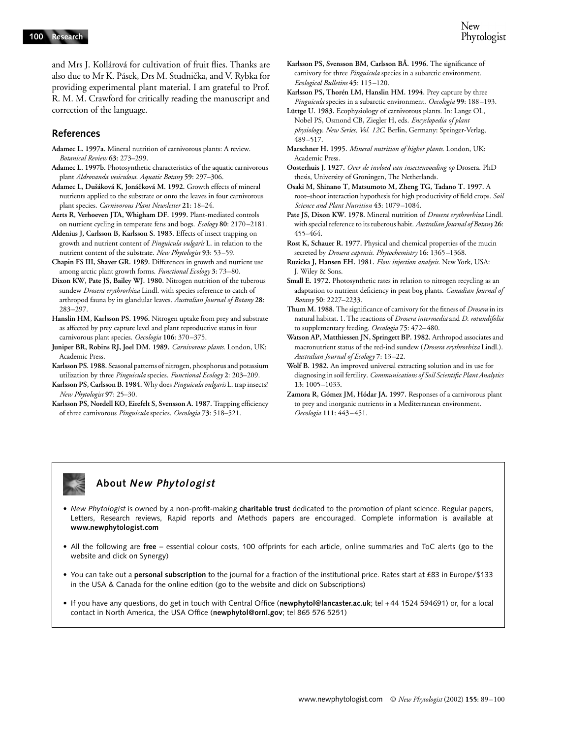and Mrs J. Kollárová for cultivation of fruit flies. Thanks are also due to Mr K. Pásek, Drs M. Studnička, and V. Rybka for providing experimental plant material. I am grateful to Prof. R. M. M. Crawford for critically reading the manuscript and correction of the language.

## References

**Adamec L. 1997a.** Mineral nutrition of carnivorous plants: A review. *Botanical Review* **63**: 273–299.

**Adamec L. 1997b.** Photosynthetic characteristics of the aquatic carnivorous plant *Aldrovanda vesiculosa*. *Aquatic Botany* **59**: 297–306.

**Adamec L, Dušáková K, Jonáčková M. 1992.** Growth effects of mineral nutrients applied to the substrate or onto the leaves in four carnivorous plant species. *Carnivorous Plant Newsletter* **21**: 18–24.

**Aerts R, Verhoeven JTA, Whigham DF. 1999.** Plant-mediated controls on nutrient cycling in temperate fens and bogs. *Ecology* **80**: 2170–2181.

**Aldenius J, Carlsson B, Karlsson S. 1983.** Effects of insect trapping on growth and nutrient content of *Pinguicula vulgaris* L. in relation to the nutrient content of the substrate. *New Phytologist* **93**: 53–59.

**Chapin FS III, Shaver GR. 1989.** Differences in growth and nutrient use among arctic plant growth forms. *Functional Ecology* **3**: 73–80.

**Dixon KW, Pate JS, Bailey WJ. 1980.** Nitrogen nutrition of the tuberous sundew *Drosera erythrorhiza* Lindl. with species reference to catch of arthropod fauna by its glandular leaves. *Australian Journal of Botany* **28**: 283–297.

**Hanslin HM, Karlsson PS. 1996.** Nitrogen uptake from prey and substrate as affected by prey capture level and plant reproductive status in four carnivorous plant species. *Oecologia* **106**: 370–375.

**Juniper BR, Robins RJ, Joel DM. 1989.** *Carnivorous plants*. London, UK: Academic Press.

**Karlsson PS. 1988.** Seasonal patterns of nitrogen, phosphorus and potassium utilization by three *Pinguicula* species. *Functional Ecology* **2**: 203–209.

**Karlsson PS, Carlsson B. 1984.** Why does *Pinguicula vulgaris* L. trap insects? *New Phytologist* **97**: 25–30.

**Karlsson PS, Nordell KO, Eirefelt S, Svensson A. 1987.** Trapping efficiency of three carnivorous *Pinguicula* species. *Oecologia* **73**: 518–521.

**Karlsson PS, Svensson BM, Carlsson BÅ. 1996.** The significance of carnivory for three *Pinguicula* species in a subarctic environment. *Ecological Bulletins* **45**: 115–120.

**Karlsson PS, Thorén LM, Hanslin HM. 1994.** Prey capture by three *Pinguicula* species in a subarctic environment. *Oecologia* **99**: 188–193.

**Lüttge U. 1983.** Ecophysiology of carnivorous plants. In: Lange OL, Nobel PS, Osmond CB, Ziegler H, eds. *Encyclopedia of plant physiology. New Series, Vol. 12C*. Berlin, Germany: Springer-Verlag, 489–517.

**Marschner H. 1995.** *Mineral nutrition of higher plants*. London, UK: Academic Press.

**Oosterhuis J. 1927.** *Over de invloed van insectenvoeding op* Drosera. PhD thesis, University of Groningen, The Netherlands.

**Osaki M, Shinano T, Matsumoto M, Zheng TG, Tadano T. 1997.** A root–shoot interaction hypothesis for high productivity of field crops. *Soil Science and Plant Nutrition* **43**: 1079–1084.

**Pate JS, Dixon KW. 1978.** Mineral nutrition of *Drosera erythrorhiza* Lindl. with special reference to its tuberous habit. *Australian Journal of Botany* **26**: 455–464.

**Rost K, Schauer R. 1977.** Physical and chemical properties of the mucin secreted by *Drosera capensis*. *Phytochemistry* **16**: 1365–1368.

**Ruzicka J, Hansen EH. 1981.** *Flow injection analysis*. New York, USA: J. Wiley & Sons.

**Small E. 1972.** Photosynthetic rates in relation to nitrogen recycling as an adaptation to nutrient deficiency in peat bog plants. *Canadian Journal of Botany* **50**: 2227–2233.

**Thum M. 1988.** The significance of carnivory for the fitness of *Drosera* in its natural habitat. 1. The reactions of *Drosera intermedia* and *D. rotundifolia* to supplementary feeding. *Oecologia* **75**: 472–480.

**Watson AP, Matthiessen JN, Springett BP. 1982.** Arthropod associates and macronutrient status of the red-ind sundew (*Drosera erythrorhiza* Lindl.). *Australian Journal of Ecology* **7**: 13–22.

**Wolf B. 1982.** An improved universal extracting solution and its use for diagnosing in soil fertility. *Communications of Soil Scientific Plant Analytics* **13**: 1005–1033.

**Zamora R, Gómez JM, Hódar JA. 1997.** Responses of a carnivorous plant to prey and inorganic nutrients in a Mediterranean environment. *Oecologia* **111**: 443–451.

### About *New Phytologist*

- *New Phytologist* is owned by a non-profit-making **charitable trust** dedicated to the promotion of plant science. Regular papers, Letters, Research reviews, Rapid reports and Methods papers are encouraged. Complete information is available at **www.newphytologist.com**
- All the following are **free** – essential colour costs, 100 offprints for each article, online summaries and ToC alerts (go to the website and click on Synergy)
- You can take out a **personal subscription** to the journal for a fraction of the institutional price. Rates start at £83 in Europe/$133 in the USA & Canada for the online edition (go to the website and click on Subscriptions)
- If you have any questions, do get in touch with Central Office (**newphytol@lancaster.ac.uk**; tel +44 1524 594691) or, for a local contact in North America, the USA Office (**newphytol@ornl.gov**; tel 865 576 5251)